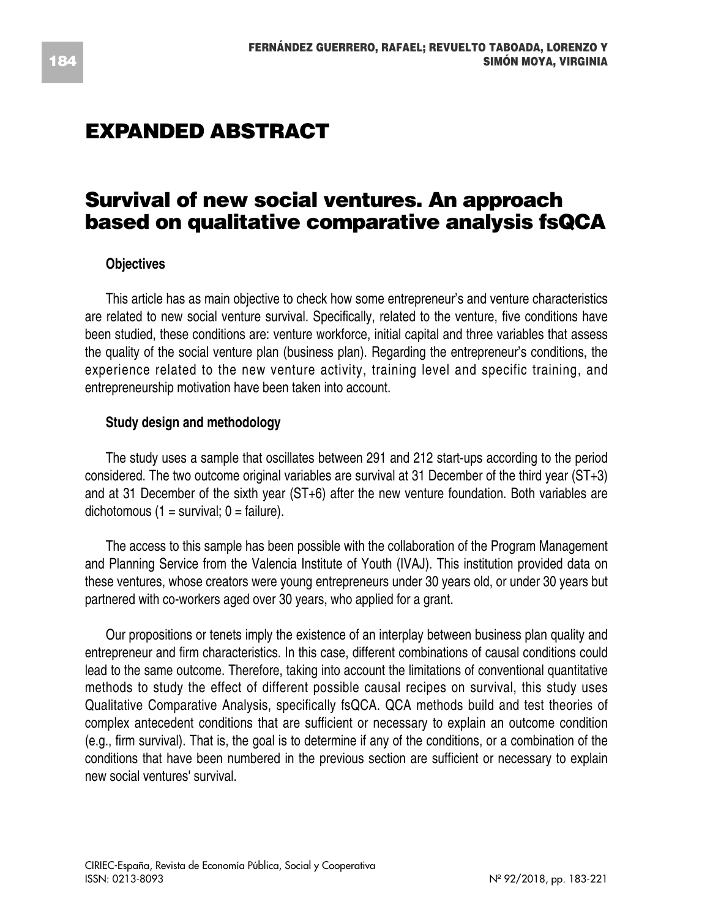# EXPANDED ABSTRACT

## Survival of new social ventures. An approach based on qualitative comparative analysis fsQCA

### Objectives

This article has as main objective to check how some entrepreneur's and venture characteristics are related to new social venture survival. Specifically, related to the venture, five conditions have been studied, these conditions are: venture workforce, initial capital and three variables that assess the quality of the social venture plan (business plan). Regarding the entrepreneur's conditions, the experience related to the new venture activity, training level and specific training, and entrepreneurship motivation have been taken into account.

### Study design and methodology

The study uses a sample that oscillates between 291 and 212 start-ups according to the period considered. The two outcome original variables are survival at 31 December of the third year (ST+3) and at 31 December of the sixth year (ST+6) after the new venture foundation. Both variables are dichotomous (1 = survival; 0 = failure).

The access to this sample has been possible with the collaboration of the Program Management and Planning Service from the Valencia Institute of Youth (IVAJ). This institution provided data on these ventures, whose creators were young entrepreneurs under 30 years old, or under 30 years but partnered with co-workers aged over 30 years, who applied for a grant.

Our propositions or tenets imply the existence of an interplay between business plan quality and entrepreneur and firm characteristics. In this case, different combinations of causal conditions could lead to the same outcome. Therefore, taking into account the limitations of conventional quantitative methods to study the effect of different possible causal recipes on survival, this study uses Qualitative Comparative Analysis, specifically fsQCA. QCA methods build and test theories of complex antecedent conditions that are sufficient or necessary to explain an outcome condition (e.g., firm survival). That is, the goal is to determine if any of the conditions, or a combination of the conditions that have been numbered in the previous section are sufficient or necessary to explain new social ventures' survival.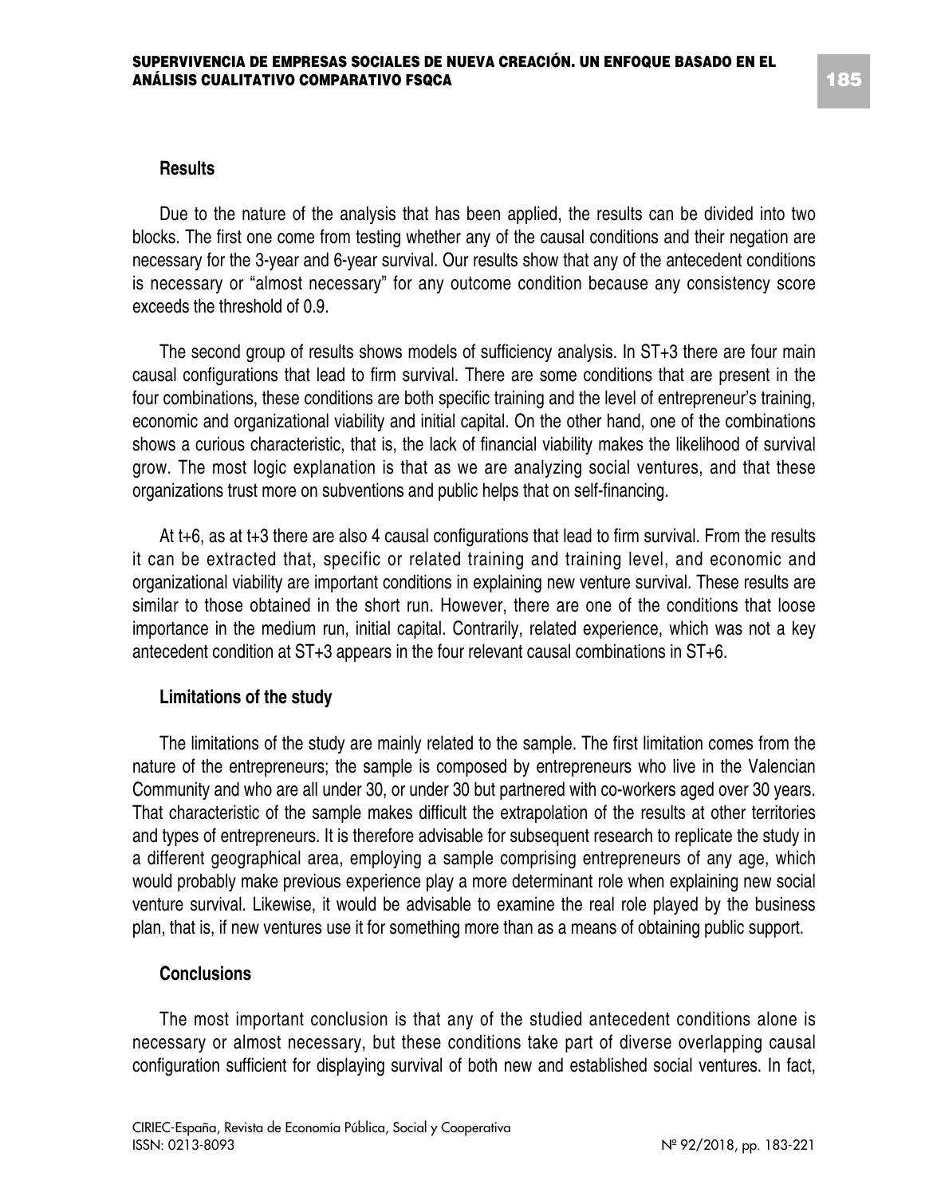## Results

Due to the nature of the analysis that has been applied, the results can be divided into two blocks. The first one come from testing whether any of the causal conditions and their negation are necessary for the 3-year and 6-year survival. Our results show that any of the antecedent conditions is necessary or "almost necessary" for any outcome condition because any consistency score exceeds the threshold of 0.9.

The second group of results shows models of sufficiency analysis. In ST+3 there are four main causal configurations that lead to firm survival. There are some conditions that are present in the four combinations, these conditions are both specific training and the level of entrepreneur's training, economic and organizational viability and initial capital. On the other hand, one of the combinations shows a curious characteristic, that is, the lack of financial viability makes the likelihood of survival grow. The most logic explanation is that as we are analyzing social ventures, and that these organizations trust more on subventions and public helps that on self-financing.

At t+6, as at t+3 there are also 4 causal configurations that lead to firm survival. From the results it can be extracted that, specific or related training and training level, and economic and organizational viability are important conditions in explaining new venture survival. These results are similar to those obtained in the short run. However, there are one of the conditions that loose importance in the medium run, initial capital. Contrarily, related experience, which was not a key antecedent condition at ST+3 appears in the four relevant causal combinations in ST+6.

## Limitations of the study

The limitations of the study are mainly related to the sample. The first limitation comes from the nature of the entrepreneurs; the sample is composed by entrepreneurs who live in the Valencian Community and who are all under 30, or under 30 but partnered with co-workers aged over 30 years. That characteristic of the sample makes difficult the extrapolation of the results at other territories and types of entrepreneurs. It is therefore advisable for subsequent research to replicate the study in a different geographical area, employing a sample comprising entrepreneurs of any age, which would probably make previous experience play a more determinant role when explaining new social venture survival. Likewise, it would be advisable to examine the real role played by the business plan, that is, if new ventures use it for something more than as a means of obtaining public support.

## Conclusions

The most important conclusion is that any of the studied antecedent conditions alone is necessary or almost necessary, but these conditions take part of diverse overlapping causal configuration sufficient for displaying survival of both new and established social ventures. In fact,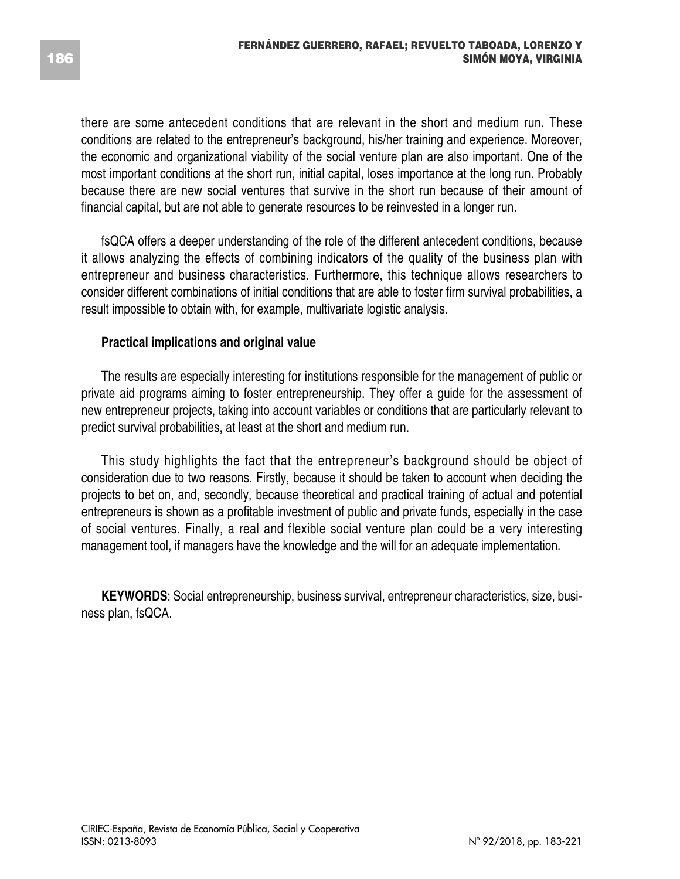there are some antecedent conditions that are relevant in the short and medium run. These conditions are related to the entrepreneur's background, his/her training and experience. Moreover, the economic and organizational viability of the social venture plan are also important. One of the most important conditions at the short run, initial capital, loses importance at the long run. Probably because there are new social ventures that survive in the short run because of their amount of financial capital, but are not able to generate resources to be reinvested in a longer run.

fsQCA offers a deeper understanding of the role of the different antecedent conditions, because it allows analyzing the effects of combining indicators of the quality of the business plan with entrepreneur and business characteristics. Furthermore, this technique allows researchers to consider different combinations of initial conditions that are able to foster firm survival probabilities, a result impossible to obtain with, for example, multivariate logistic analysis.

**Practical implications and original value**

The results are especially interesting for institutions responsible for the management of public or private aid programs aiming to foster entrepreneurship. They offer a guide for the assessment of new entrepreneur projects, taking into account variables or conditions that are particularly relevant to predict survival probabilities, at least at the short and medium run.

This study highlights the fact that the entrepreneur's background should be object of consideration due to two reasons. Firstly, because it should be taken to account when deciding the projects to bet on, and, secondly, because theoretical and practical training of actual and potential entrepreneurs is shown as a profitable investment of public and private funds, especially in the case of social ventures. Finally, a real and flexible social venture plan could be a very interesting management tool, if managers have the knowledge and the will for an adequate implementation.

**KEYWORDS**: Social entrepreneurship, business survival, entrepreneur characteristics, size, business plan, fsQCA.